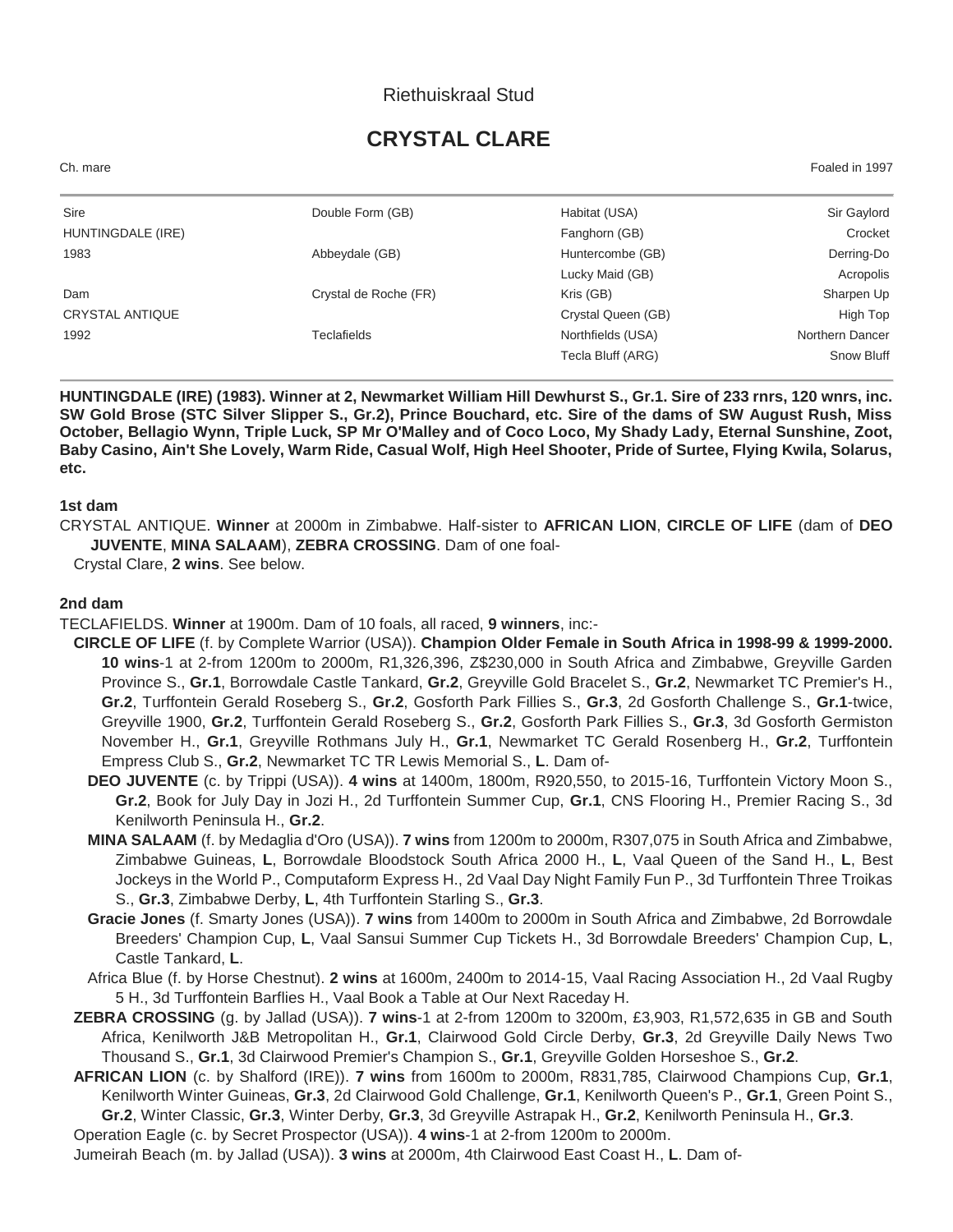Riethuiskraal Stud

# CRYSTAL CLARE

Ch. mare | Foaled in 1997

| | | | |
|---|---|---|---|
| Sire | Double Form (GB) | Habitat (USA) | Sir Gaylord |
| HUNTINGDALE (IRE) | | Fanghorn (GB) | Crocket |
| 1983 | Abbeydale (GB) | Huntercombe (GB) | Derring-Do |
| | | Lucky Maid (GB) | Acropolis |
| Dam | Crystal de Roche (FR) | Kris (GB) | Sharpen Up |
| CRYSTAL ANTIQUE | | Crystal Queen (GB) | High Top |
| 1992 | Teclafields | Northfields (USA) | Northern Dancer |
| | | Tecla Bluff (ARG) | Snow Bluff |

**HUNTINGDALE (IRE) (1983). Winner at 2, Newmarket William Hill Dewhurst S., Gr.1. Sire of 233 rnrs, 120 wnrs, inc. SW Gold Brose (STC Silver Slipper S., Gr.2), Prince Bouchard, etc. Sire of the dams of SW August Rush, Miss October, Bellagio Wynn, Triple Luck, SP Mr O'Malley and of Coco Loco, My Shady Lady, Eternal Sunshine, Zoot, Baby Casino, Ain't She Lovely, Warm Ride, Casual Wolf, High Heel Shooter, Pride of Surtee, Flying Kwila, Solarus, etc.**

### 1st dam

CRYSTAL ANTIQUE. **Winner** at 2000m in Zimbabwe. Half-sister to **AFRICAN LION**, **CIRCLE OF LIFE** (dam of **DEO JUVENTE**, **MINA SALAAM**), **ZEBRA CROSSING**. Dam of one foal-

Crystal Clare, **2 wins**. See below.

### 2nd dam

TECLAFIELDS. **Winner** at 1900m. Dam of 10 foals, all raced, **9 winners**, inc:-

**CIRCLE OF LIFE** (f. by Complete Warrior (USA)). **Champion Older Female in South Africa in 1998-99 & 1999-2000. 10 wins**-1 at 2-from 1200m to 2000m, R1,326,396, Z$230,000 in South Africa and Zimbabwe, Greyville Garden Province S., **Gr.1**, Borrowdale Castle Tankard, **Gr.2**, Greyville Gold Bracelet S., **Gr.2**, Newmarket TC Premier's H., **Gr.2**, Turffontein Gerald Roseberg S., **Gr.2**, Gosforth Park Fillies S., **Gr.3**, 2d Gosforth Challenge S., **Gr.1**-twice, Greyville 1900, **Gr.2**, Turffontein Gerald Roseberg S., **Gr.2**, Gosforth Park Fillies S., **Gr.3**, 3d Gosforth Germiston November H., **Gr.1**, Greyville Rothmans July H., **Gr.1**, Newmarket TC Gerald Rosenberg H., **Gr.2**, Turffontein Empress Club S., **Gr.2**, Newmarket TC TR Lewis Memorial S., **L**. Dam of-

**DEO JUVENTE** (c. by Trippi (USA)). **4 wins** at 1400m, 1800m, R920,550, to 2015-16, Turffontein Victory Moon S., **Gr.2**, Book for July Day in Jozi H., 2d Turffontein Summer Cup, **Gr.1**, CNS Flooring H., Premier Racing S., 3d Kenilworth Peninsula H., **Gr.2**.

**MINA SALAAM** (f. by Medaglia d'Oro (USA)). **7 wins** from 1200m to 2000m, R307,075 in South Africa and Zimbabwe, Zimbabwe Guineas, **L**, Borrowdale Bloodstock South Africa 2000 H., **L**, Vaal Queen of the Sand H., **L**, Best Jockeys in the World P., Computaform Express H., 2d Vaal Day Night Family Fun P., 3d Turffontein Three Troikas S., **Gr.3**, Zimbabwe Derby, **L**, 4th Turffontein Starling S., **Gr.3**.

**Gracie Jones** (f. Smarty Jones (USA)). **7 wins** from 1400m to 2000m in South Africa and Zimbabwe, 2d Borrowdale Breeders' Champion Cup, **L**, Vaal Sansui Summer Cup Tickets H., 3d Borrowdale Breeders' Champion Cup, **L**, Castle Tankard, **L**.

Africa Blue (f. by Horse Chestnut). **2 wins** at 1600m, 2400m to 2014-15, Vaal Racing Association H., 2d Vaal Rugby 5 H., 3d Turffontein Barflies H., Vaal Book a Table at Our Next Raceday H.

**ZEBRA CROSSING** (g. by Jallad (USA)). **7 wins**-1 at 2-from 1200m to 3200m, £3,903, R1,572,635 in GB and South Africa, Kenilworth J&B Metropolitan H., **Gr.1**, Clairwood Gold Circle Derby, **Gr.3**, 2d Greyville Daily News Two Thousand S., **Gr.1**, 3d Clairwood Premier's Champion S., **Gr.1**, Greyville Golden Horseshoe S., **Gr.2**.

**AFRICAN LION** (c. by Shalford (IRE)). **7 wins** from 1600m to 2000m, R831,785, Clairwood Champions Cup, **Gr.1**, Kenilworth Winter Guineas, **Gr.3**, 2d Clairwood Gold Challenge, **Gr.1**, Kenilworth Queen's P., **Gr.1**, Green Point S., **Gr.2**, Winter Classic, **Gr.3**, Winter Derby, **Gr.3**, 3d Greyville Astrapak H., **Gr.2**, Kenilworth Peninsula H., **Gr.3**.

Operation Eagle (c. by Secret Prospector (USA)). **4 wins**-1 at 2-from 1200m to 2000m.

Jumeirah Beach (m. by Jallad (USA)). **3 wins** at 2000m, 4th Clairwood East Coast H., **L**. Dam of-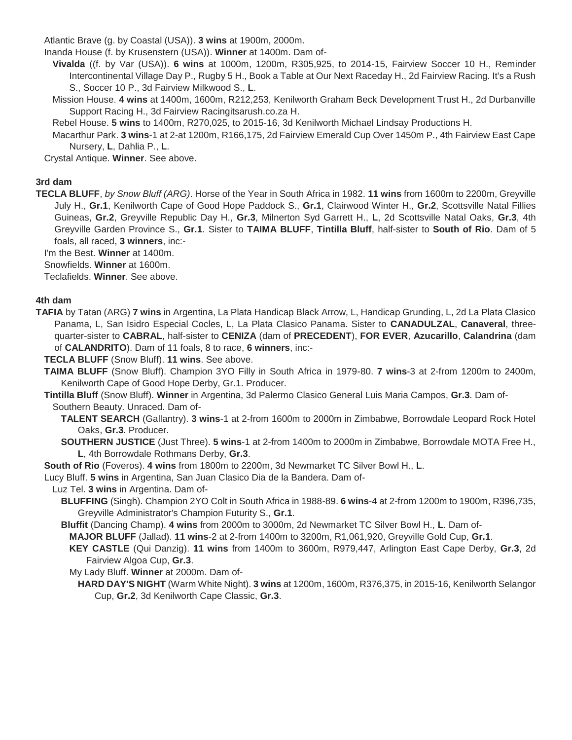Atlantic Brave (g. by Coastal (USA)). **3 wins** at 1900m, 2000m.

Inanda House (f. by Krusenstern (USA)). **Winner** at 1400m. Dam of-

**Vivalda** ((f. by Var (USA)). **6 wins** at 1000m, 1200m, R305,925, to 2014-15, Fairview Soccer 10 H., Reminder Intercontinental Village Day P., Rugby 5 H., Book a Table at Our Next Raceday H., 2d Fairview Racing. It's a Rush S., Soccer 10 P., 3d Fairview Milkwood S., **L**.

Mission House. **4 wins** at 1400m, 1600m, R212,253, Kenilworth Graham Beck Development Trust H., 2d Durbanville Support Racing H., 3d Fairview Racingitsarush.co.za H.

Rebel House. **5 wins** to 1400m, R270,025, to 2015-16, 3d Kenilworth Michael Lindsay Productions H.

Macarthur Park. **3 wins**-1 at 2-at 1200m, R166,175, 2d Fairview Emerald Cup Over 1450m P., 4th Fairview East Cape Nursery, **L**, Dahlia P., **L**.

Crystal Antique. **Winner**. See above.

**3rd dam**

**TECLA BLUFF**, *by Snow Bluff (ARG)*. Horse of the Year in South Africa in 1982. **11 wins** from 1600m to 2200m, Greyville July H., **Gr.1**, Kenilworth Cape of Good Hope Paddock S., **Gr.1**, Clairwood Winter H., **Gr.2**, Scottsville Natal Fillies Guineas, **Gr.2**, Greyville Republic Day H., **Gr.3**, Milnerton Syd Garrett H., **L**, 2d Scottsville Natal Oaks, **Gr.3**, 4th Greyville Garden Province S., **Gr.1**. Sister to **TAIMA BLUFF**, **Tintilla Bluff**, half-sister to **South of Rio**. Dam of 5 foals, all raced, **3 winners**, inc:-

I'm the Best. **Winner** at 1400m.

Snowfields. **Winner** at 1600m.

Teclafields. **Winner**. See above.

**4th dam**

**TAFIA** by Tatan (ARG) **7 wins** in Argentina, La Plata Handicap Black Arrow, L, Handicap Grunding, L, 2d La Plata Clasico Panama, L, San Isidro Especial Cocles, L, La Plata Clasico Panama. Sister to **CANADULZAL**, **Canaveral**, three-quarter-sister to **CABRAL**, half-sister to **CENIZA** (dam of **PRECEDENT**), **FOR EVER**, **Azucarillo**, **Calandrina** (dam of **CALANDRITO**). Dam of 11 foals, 8 to race, **6 winners**, inc:-

**TECLA BLUFF** (Snow Bluff). **11 wins**. See above.

**TAIMA BLUFF** (Snow Bluff). Champion 3YO Filly in South Africa in 1979-80. **7 wins**-3 at 2-from 1200m to 2400m, Kenilworth Cape of Good Hope Derby, Gr.1. Producer.

**Tintilla Bluff** (Snow Bluff). **Winner** in Argentina, 3d Palermo Clasico General Luis Maria Campos, **Gr.3**. Dam of-

Southern Beauty. Unraced. Dam of-

**TALENT SEARCH** (Gallantry). **3 wins**-1 at 2-from 1600m to 2000m in Zimbabwe, Borrowdale Leopard Rock Hotel Oaks, **Gr.3**. Producer.

**SOUTHERN JUSTICE** (Just Three). **5 wins**-1 at 2-from 1400m to 2000m in Zimbabwe, Borrowdale MOTA Free H., **L**, 4th Borrowdale Rothmans Derby, **Gr.3**.

**South of Rio** (Foveros). **4 wins** from 1800m to 2200m, 3d Newmarket TC Silver Bowl H., **L**.

Lucy Bluff. **5 wins** in Argentina, San Juan Clasico Dia de la Bandera. Dam of-

Luz Tel. **3 wins** in Argentina. Dam of-

**BLUFFING** (Singh). Champion 2YO Colt in South Africa in 1988-89. **6 wins**-4 at 2-from 1200m to 1900m, R396,735, Greyville Administrator's Champion Futurity S., **Gr.1**.

**Bluffit** (Dancing Champ). **4 wins** from 2000m to 3000m, 2d Newmarket TC Silver Bowl H., **L**. Dam of-

**MAJOR BLUFF** (Jallad). **11 wins**-2 at 2-from 1400m to 3200m, R1,061,920, Greyville Gold Cup, **Gr.1**.

**KEY CASTLE** (Qui Danzig). **11 wins** from 1400m to 3600m, R979,447, Arlington East Cape Derby, **Gr.3**, 2d Fairview Algoa Cup, **Gr.3**.

My Lady Bluff. **Winner** at 2000m. Dam of-

**HARD DAY'S NIGHT** (Warm White Night). **3 wins** at 1200m, 1600m, R376,375, in 2015-16, Kenilworth Selangor Cup, **Gr.2**, 3d Kenilworth Cape Classic, **Gr.3**.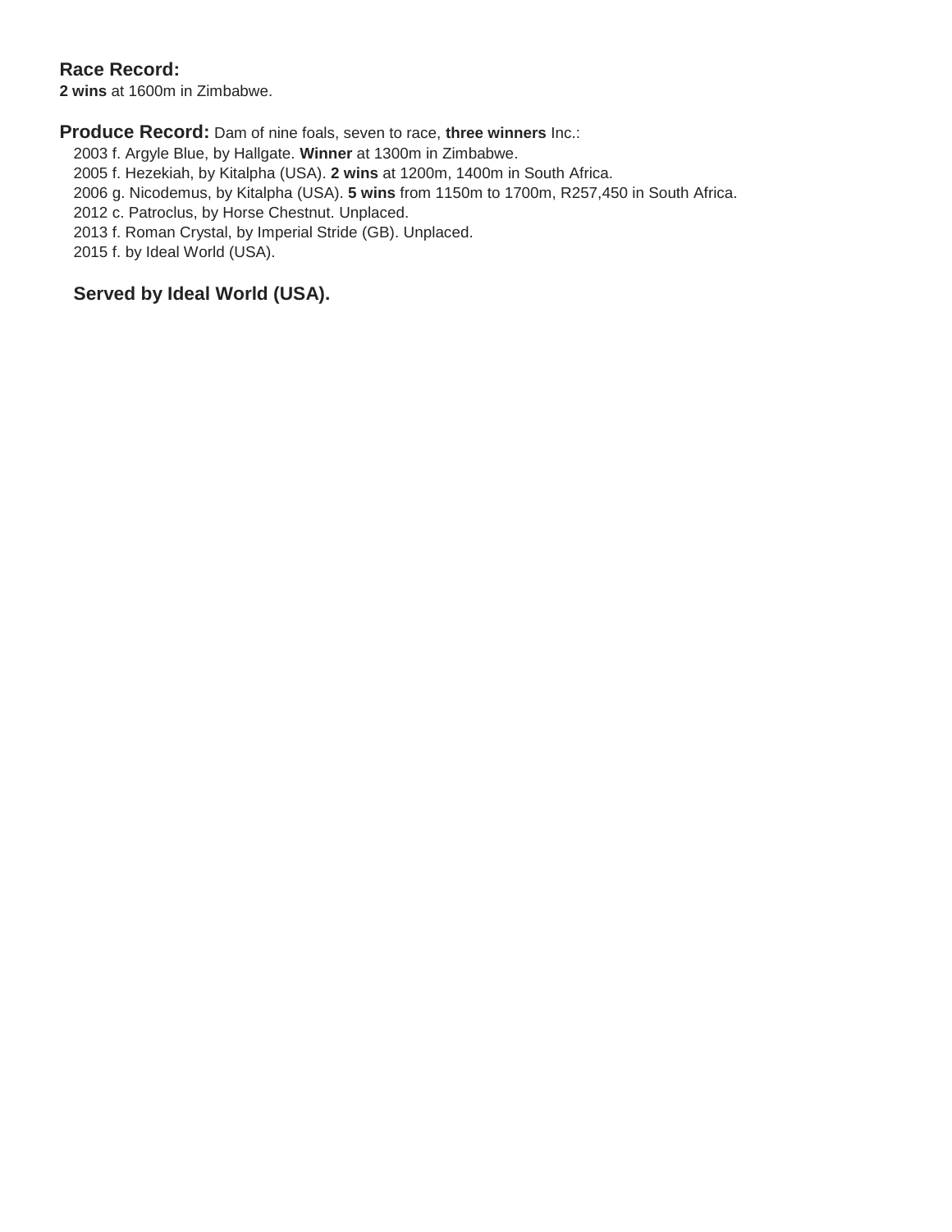**Race Record:**
**2 wins** at 1600m in Zimbabwe.

**Produce Record:** Dam of nine foals, seven to race, **three winners** Inc.:

2003 f. Argyle Blue, by Hallgate. **Winner** at 1300m in Zimbabwe.
2005 f. Hezekiah, by Kitalpha (USA). **2 wins** at 1200m, 1400m in South Africa.
2006 g. Nicodemus, by Kitalpha (USA). **5 wins** from 1150m to 1700m, R257,450 in South Africa.
2012 c. Patroclus, by Horse Chestnut. Unplaced.
2013 f. Roman Crystal, by Imperial Stride (GB). Unplaced.
2015 f. by Ideal World (USA).

**Served by Ideal World (USA).**